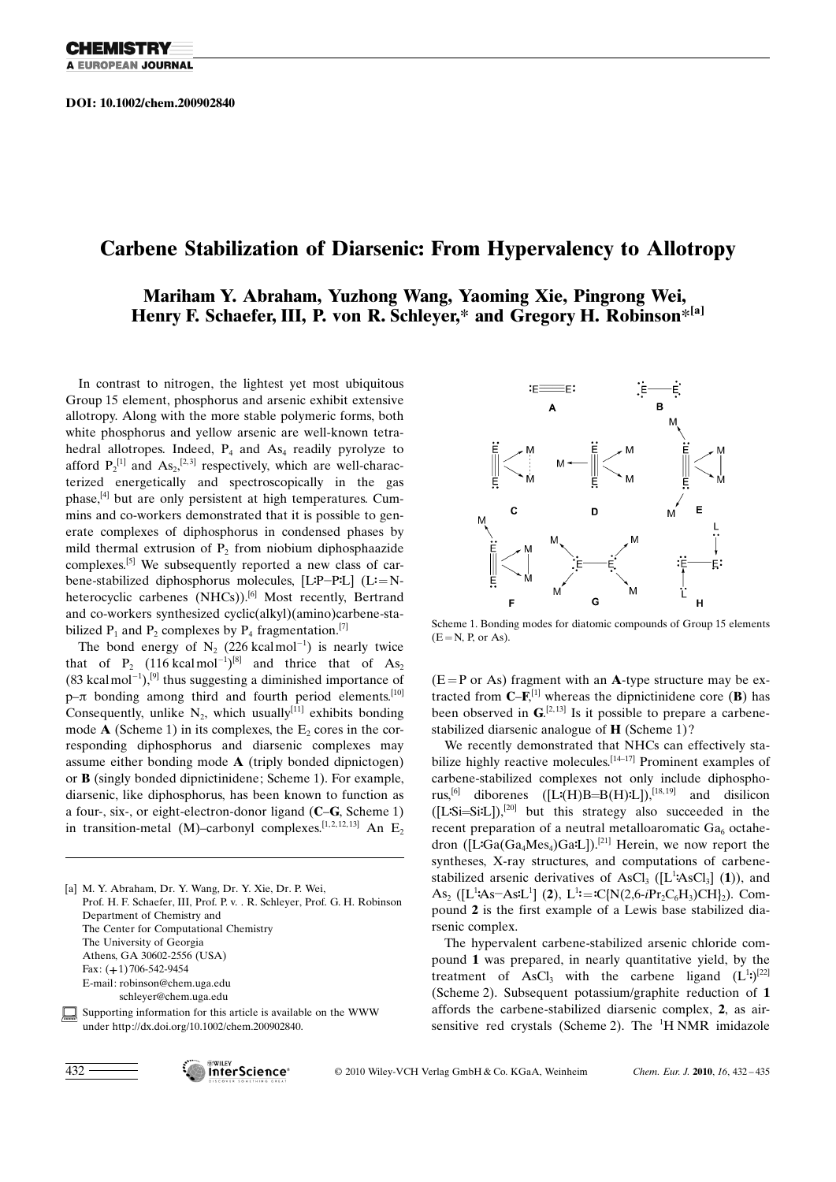DOI: 10.1002/chem.200902840

# Carbene Stabilization of Diarsenic: From Hypervalency to Allotropy

**Mariham Y. Abraham, Yuzhong Wang, Yaoming Xie, Pingrong Wei, Henry F. Schaefer, III, P. von R. Schleyer,* and Gregory H. Robinson*[a]**

In contrast to nitrogen, the lightest yet most ubiquitous Group 15 element, phosphorus and arsenic exhibit extensive allotropy. Along with the more stable polymeric forms, both white phosphorus and yellow arsenic are well-known tetrahedral allotropes. Indeed, $P_4$ and $As_4$ readily pyrolyze to afford $P_2$[1] and $As_2$,[2,3] respectively, which are well-characterized energetically and spectroscopically in the gas phase,[4] but are only persistent at high temperatures. Cummins and co-workers demonstrated that it is possible to generate complexes of diphosphorus in condensed phases by mild thermal extrusion of $P_2$ from niobium diphosphaazide complexes.[5] We subsequently reported a new class of carbene-stabilized diphosphorus molecules, [L:P–P:L] (L: = N-heterocyclic carbenes (NHCs)).[6] Most recently, Bertrand and co-workers synthesized cyclic(alkyl)(amino)carbene-stabilized $P_1$ and $P_2$ complexes by $P_4$ fragmentation.[7]

The bond energy of $N_2$ (226 kcal mol$^{-1}$) is nearly twice that of $P_2$ (116 kcal mol$^{-1}$)[8] and thrice that of $As_2$ (83 kcal mol$^{-1}$),[9] thus suggesting a diminished importance of p–π bonding among third and fourth period elements.[10] Consequently, unlike $N_2$, which usually[11] exhibits bonding mode **A** (Scheme 1) in its complexes, the $E_2$ cores in the corresponding diphosphorus and diarsenic complexes may assume either bonding mode **A** (triply bonded dipnictogen) or **B** (singly bonded dipnictinidene; Scheme 1). For example, diarsenic, like diphosphorus, has been known to function as a four-, six-, or eight-electron-donor ligand (**C**–**G**, Scheme 1) in transition-metal (M)–carbonyl complexes.[1,2,12,13] An $E_2$ ($E$ = P or As) fragment with an **A**-type structure may be extracted from **C**–**F**,[1] whereas the dipnictinidene core (**B**) has been observed in **G**.[2,13] Is it possible to prepare a carbene-stabilized diarsenic analogue of **H** (Scheme 1)?

Scheme 1. Bonding modes for diatomic compounds of Group 15 elements (E = N, P, or As).

We recently demonstrated that NHCs can effectively stabilize highly reactive molecules.[14–17] Prominent examples of carbene-stabilized complexes not only include diphosphorus,[6] diborenes ([L:(H)B=B(H):L]),[18,19] and disilicon ([L:Si=Si:L]),[20] but this strategy also succeeded in the recent preparation of a neutral metalloaromatic $Ga_6$ octahedron ([L:Ga($Ga_4Mes_4$)Ga:L]).[21] Herein, we now report the syntheses, X-ray structures, and computations of carbene-stabilized arsenic derivatives of $AsCl_3$ ([$L^1$:$AsCl_3$] (**1**)), and $As_2$ ([$L^1$:As–As:$L^1$] (**2**), $L^1$: = :C{N(2,6-$i$Pr$_2$C$_6$H$_3$)CH}$_2$). Compound **2** is the first example of a Lewis base stabilized diarsenic complex.

The hypervalent carbene-stabilized arsenic chloride compound **1** was prepared, in nearly quantitative yield, by the treatment of $AsCl_3$ with the carbene ligand ($L^1$:)[22] (Scheme 2). Subsequent potassium/graphite reduction of **1** affords the carbene-stabilized diarsenic complex, **2**, as air-sensitive red crystals (Scheme 2). The $^1$H NMR imidazole

[a] M. Y. Abraham, Dr. Y. Wang, Dr. Y. Xie, Dr. P. Wei, Prof. H. F. Schaefer, III, Prof. P. v. R. Schleyer, Prof. G. H. Robinson  
Department of Chemistry and  
The Center for Computational Chemistry  
The University of Georgia  
Athens, GA 30602-2556 (USA)  
Fax: (+1) 706-542-9454  
E-mail: robinson@chem.uga.edu  
schleyer@chem.uga.edu

Supporting information for this article is available on the WWW under http://dx.doi.org/10.1002/chem.200902840.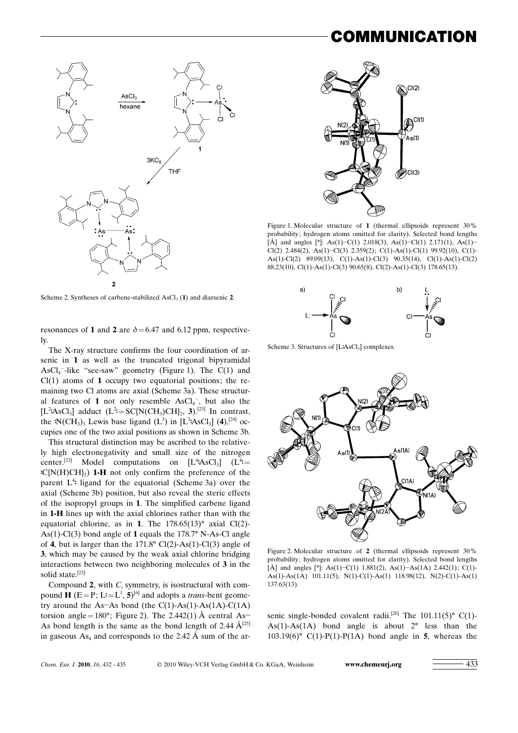Scheme 2. Syntheses of carbene-stabilized $AsCl_3$ (**1**) and diarsenic **2**.

resonances of **1** and **2** are $\delta = 6.47$ and 6.12 ppm, respectively.

The X-ray structure confirms the four coordination of arsenic in **1** as well as the truncated trigonal bipyramidal $AsCl_4^-$-like "see-saw" geometry (Figure 1). The C(1) and Cl(1) atoms of **1** occupy two equatorial positions; the remaining two Cl atoms are axial (Scheme 3a). These structural features of **1** not only resemble $AsCl_4^-$, but also the [$L^2$:$AsCl_3$] adduct ($L^2$: = SC{N($CH_3$)CH}$_2$, **3**).[23] In contrast, the :N($CH_3$)$_3$ Lewis base ligand ($L^3$) in [$L^3$:$AsCl_3$] (**4**),[24] occupies one of the two axial positions as shown in Scheme 3b.

This structural distinction may be ascribed to the relatively high electronegativity and small size of the nitrogen center.[23] Model computations on [$L^4$:$AsCl_3$] ($L^4$: = :C{N(H)CH}$_2$) **1-H** not only confirm the preference of the parent $L^4$: ligand for the equatorial (Scheme 3a) over the axial (Scheme 3b) position, but also reveal the steric effects of the isopropyl groups in **1**. The simplified carbene ligand in **1-H** lines up with the axial chlorines rather than with the equatorial chlorine, as in **1**. The 178.65(13)° axial Cl(2)-As(1)-Cl(3) bond angle of **1** equals the 178.7° N-As-Cl angle of **4**, but is larger than the 171.8° Cl(2)-As(1)-Cl(3) angle of **3**, which may be caused by the weak axial chlorine bridging interactions between two neighboring molecules of **3** in the solid state.[23]

Compound **2**, with $C_i$ symmetry, is isostructural with compound **H** (E = P; L: = $L^1$, **5**)[6] and adopts a *trans*-bent geometry around the As–As bond (the C(1)-As(1)-As(1A)-C(1A) torsion angle = 180°; Figure 2). The 2.442(1) Å central As–As bond length is the same as the bond length of 2.44 Å[25] in gaseous $As_4$ and corresponds to the 2.42 Å sum of the arsenic single-bonded covalent radii.[26] The 101.11(5)° C(1)-As(1)-As(1A) bond angle is about 2° less than the 103.19(6)° C(1)-P(1)-P(1A) bond angle in **5**, whereas the

Figure 1. Molecular structure of **1** (thermal ellipsoids represent 30% probability; hydrogen atoms omitted for clarity). Selected bond lengths [Å] and angles [°]: As(1)–C(1) 2.018(3), As(1)–Cl(1) 2.171(1), As(1)–Cl(2) 2.484(2), As(1)–Cl(3) 2.359(2); C(1)-As(1)-Cl(1) 99.92(10), C(1)-As(1)-Cl(2) 89.09(13), C(1)-As(1)-Cl(3) 90.35(14), Cl(1)-As(1)-Cl(2) 88.23(10), Cl(1)-As(1)-Cl(3) 90.65(8), Cl(2)-As(1)-Cl(3) 178.65(13).

Scheme 3. Structures of [L:$AsCl_3$] complexes.

Figure 2. Molecular structure of **2** (thermal ellipsoids represent 30% probability; hydrogen atoms omitted for clarity). Selected bond lengths [Å] and angles [°]: As(1)–C(1) 1.881(2), As(1)–As(1A) 2.442(1); C(1)-As(1)-As(1A) 101.11(5), N(1)-C(1)-As(1) 118.98(12), N(2)-C(1)-As(1) 137.63(13).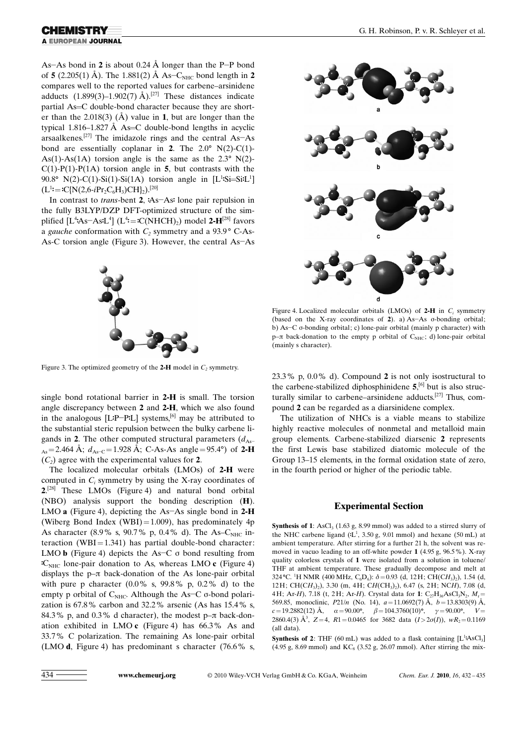As–As bond in **2** is about 0.24 Å longer than the P–P bond of **5** (2.205(1) Å). The 1.881(2) Å As–$C_{NHC}$ bond length in **2** compares well to the reported values for carbene–arsinidene adducts (1.899(3)–1.902(7) Å).[27] These distances indicate partial As=C double-bond character because they are shorter than the 2.018(3) (Å) value in **1**, but are longer than the typical 1.816–1.827 Å As=C double-bond lengths in acyclic arsaalkenes.[27] The imidazole rings and the central As–As bond are essentially coplanar in **2**. The 2.0° N(2)-C(1)-As(1)-As(1A) torsion angle is the same as the 2.3° N(2)-C(1)-P(1)-P(1A) torsion angle in **5**, but contrasts with the 90.8° N(2)-C(1)-Si(1)-Si(1A) torsion angle in [L¹:Si=Si:L¹] (L¹:=:C{N(2,6-$i$Pr$_2$C$_6$H$_3$)CH}$_2$).[20]

In contrast to *trans*-bent **2**, :As–As: lone pair repulsion in the fully B3LYP/DZP DFT-optimized structure of the simplified [L⁴:As–As:L⁴] (L⁴:=:C(NHCH)$_2$) model **2-H**[28] favors a *gauche* conformation with $C_2$ symmetry and a 93.9° C-As-As-C torsion angle (Figure 3). However, the central As–As single bond rotational barrier in **2-H** is small. The torsion angle discrepancy between **2** and **2-H**, which we also found in the analogous [L:P–P:L] systems,[6] may be attributed to the substantial steric repulsion between the bulky carbene ligands in **2**. The other computed structural parameters ($d_{As-As}$ = 2.464 Å; $d_{As-C}$ = 1.928 Å; C-As-As angle = 95.4°) of **2-H** ($C_2$) agree with the experimental values for **2**.

Figure 3. The optimized geometry of the **2-H** model in $C_2$ symmetry.

The localized molecular orbitals (LMOs) of **2-H** were computed in $C_i$ symmetry by using the X-ray coordinates of **2**.[28] These LMOs (Figure 4) and natural bond orbital (NBO) analysis support the bonding description (**H**). LMO **a** (Figure 4), depicting the As–As single bond in **2-H** (Wiberg Bond Index (WBI) = 1.009), has predominately 4p As character (8.9% s, 90.7% p, 0.4% d). The As–$C_{NHC}$ interaction (WBI = 1.341) has partial double-bond character: LMO **b** (Figure 4) depicts the As–C σ bond resulting from :$C_{NHC}$ lone-pair donation to As, whereas LMO **c** (Figure 4) displays the p–π back-donation of the As lone-pair orbital with pure p character (0.0% s, 99.8% p, 0.2% d) to the empty p orbital of $C_{NHC}$. Although the As–C σ-bond polarization is 67.8% carbon and 32.2% arsenic (As has 15.4% s, 84.3% p, and 0.3% d character), the modest p–π back-donation exhibited in LMO **c** (Figure 4) has 66.3% As and 33.7% C polarization. The remaining As lone-pair orbital (LMO **d**, Figure 4) has predominant s character (76.6% s, 23.3% p, 0.0% d). Compound **2** is not only isostructural to the carbene-stabilized diphosphinidene **5**,[6] but is also structurally similar to carbene–arsinidene adducts.[27] Thus, compound **2** can be regarded as a diarsinidene complex.

Figure 4. Localized molecular orbitals (LMOs) of **2-H** in $C_i$ symmetry (based on the X-ray coordinates of **2**). a) As–As σ-bonding orbital; b) As–C σ-bonding orbital; c) lone-pair orbital (mainly p character) with p–π back-donation to the empty p orbital of $C_{NHC}$; d) lone-pair orbital (mainly s character).

The utilization of NHCs is a viable means to stabilize highly reactive molecules of nonmetal and metalloid main group elements. Carbene-stabilized diarsenic **2** represents the first Lewis base stabilized diatomic molecule of the Group 13–15 elements, in the formal oxidation state of zero, in the fourth period or higher of the periodic table.

## Experimental Section

**Synthesis of 1**: $AsCl_3$ (1.63 g, 8.99 mmol) was added to a stirred slurry of the NHC carbene ligand (:L¹, 3.50 g, 9.01 mmol) and hexane (50 mL) at ambient temperature. After stirring for a further 21 h, the solvent was removed in vacuo leading to an off-white powder **1** (4.95 g, 96.5%). X-ray quality colorless crystals of **1** were isolated from a solution in toluene/THF at ambient temperature. These gradually decompose and melt at 324 °C. ¹H NMR (400 MHz, $C_6D_6$): δ = 0.93 (d, 12H; CH(C$H_3$)$_2$), 1.54 (d, 12H; CH(C$H_3$)$_2$), 3.30 (m, 4H; C$H$(CH$_3$)$_2$), 6.47 (s, 2H; NC$H$), 7.08 (d, 4H; Ar-$H$), 7.18 (t, 2H; Ar-$H$). Crystal data for **1**: $C_{27}H_{36}AsCl_3N_2$, $M_r$ = 569.85, monoclinic, $P21/n$ (No. 14), $a$ = 11.0692(7) Å, $b$ = 13.8303(9) Å, $c$ = 19.2882(12) Å, $α$ = 90.00°, $β$ = 104.3760(10)°, $γ$ = 90.00°, $V$ = 2860.4(3) Å³, $Z$ = 4, $R1$ = 0.0465 for 3682 data ($I > 2σ(I)$), $wR_2$ = 0.1169 (all data).

**Synthesis of 2**: THF (60 mL) was added to a flask containing [L¹:$AsCl_3$] (4.95 g, 8.69 mmol) and $KC_8$ (3.52 g, 26.07 mmol). After stirring the mix-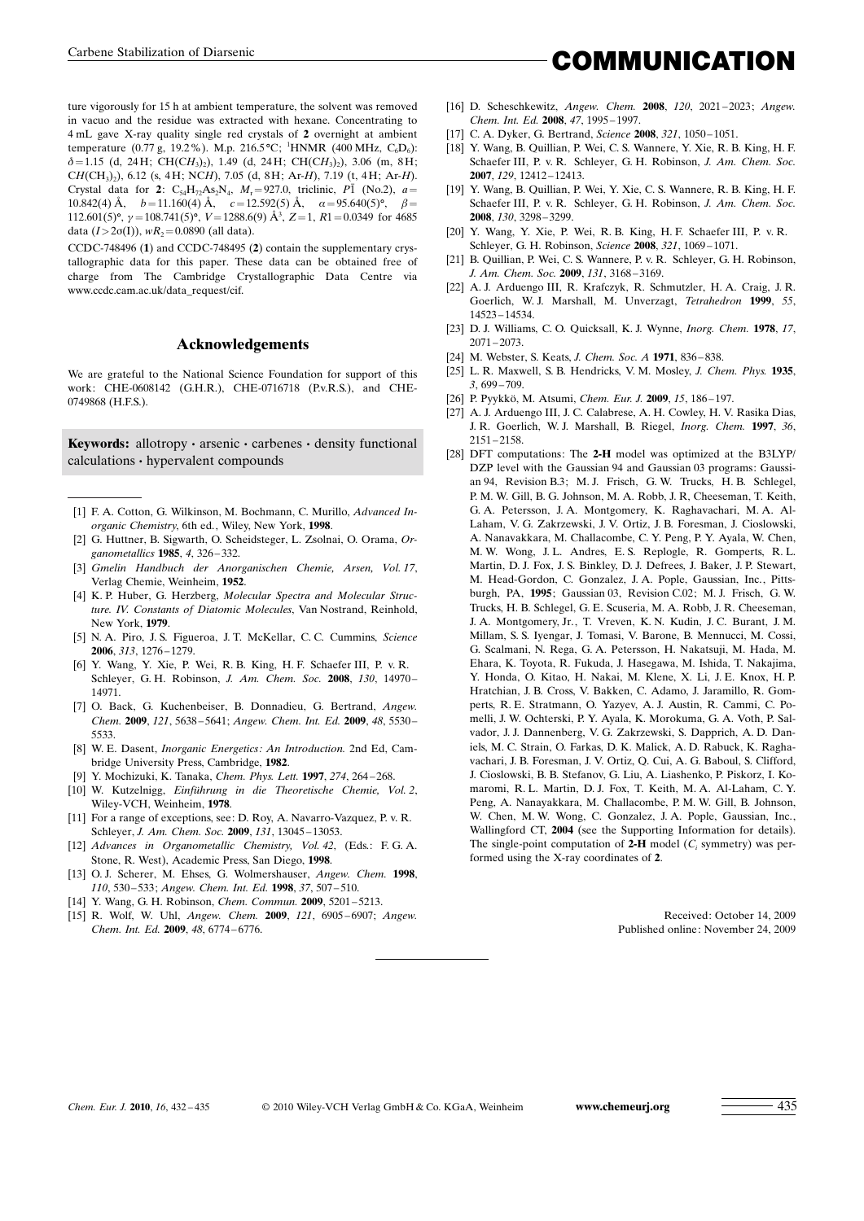ture vigorously for 15 h at ambient temperature, the solvent was removed in vacuo and the residue was extracted with hexane. Concentrating to 4 mL gave X-ray quality single red crystals of **2** overnight at ambient temperature (0.77 g, 19.2%). M.p. 216.5 °C; $^1$HNMR (400 MHz, $C_6D_6$): $\delta$ = 1.15 (d, 24H; CH($CH_3$)$_2$), 1.49 (d, 24H; CH($CH_3$)$_2$), 3.06 (m, 8H; $CH$($CH_3$)$_2$), 6.12 (s, 4H; NC$H$), 7.05 (d, 8H; Ar-$H$), 7.19 (t, 4H; Ar-$H$). Crystal data for **2**: $C_{54}H_{72}As_2N_4$, $M_r$ = 927.0, triclinic, $P\bar{1}$ (No.2), $a$ = 10.842(4) Å, $b$ = 11.160(4) Å, $c$ = 12.592(5) Å, $\alpha$ = 95.640(5)°, $\beta$ = 112.601(5)°, $\gamma$ = 108.741(5)°, $V$ = 1288.6(9) Å$^3$, $Z$ = 1, $R1$ = 0.0349 for 4685 data ($I > 2\sigma(I)$), $wR_2$ = 0.0890 (all data).

CCDC-748496 (**1**) and CCDC-748495 (**2**) contain the supplementary crystallographic data for this paper. These data can be obtained free of charge from The Cambridge Crystallographic Data Centre via www.ccdc.cam.ac.uk/data_request/cif.

## Acknowledgements

We are grateful to the National Science Foundation for support of this work: CHE-0608142 (G.H.R.), CHE-0716718 (P.v.R.S.), and CHE-0749868 (H.F.S.).

**Keywords:** allotropy · arsenic · carbenes · density functional calculations · hypervalent compounds

[1] F. A. Cotton, G. Wilkinson, M. Bochmann, C. Murillo, *Advanced Inorganic Chemistry*, 6th ed., Wiley, New York, **1998**.

[2] G. Huttner, B. Sigwarth, O. Scheidsteger, L. Zsolnai, O. Orama, *Organometallics* **1985**, *4*, 326–332.

[3] *Gmelin Handbuch der Anorganischen Chemie, Arsen, Vol. 17*, Verlag Chemie, Weinheim, **1952**.

[4] K. P. Huber, G. Herzberg, *Molecular Spectra and Molecular Structure. IV. Constants of Diatomic Molecules*, Van Nostrand, Reinhold, New York, **1979**.

[5] N. A. Piro, J. S. Figueroa, J. T. McKellar, C. C. Cummins, *Science* **2006**, *313*, 1276–1279.

[6] Y. Wang, Y. Xie, P. Wei, R. B. King, H. F. Schaefer III, P. v. R. Schleyer, G. H. Robinson, *J. Am. Chem. Soc.* **2008**, *130*, 14970–14971.

[7] O. Back, G. Kuchenbeiser, B. Donnadieu, G. Bertrand, *Angew. Chem.* **2009**, *121*, 5638–5641; *Angew. Chem. Int. Ed.* **2009**, *48*, 5530–5533.

[8] W. E. Dasent, *Inorganic Energetics: An Introduction.* 2nd Ed, Cambridge University Press, Cambridge, **1982**.

[9] Y. Mochizuki, K. Tanaka, *Chem. Phys. Lett.* **1997**, *274*, 264–268.

[10] W. Kutzelnigg, *Einführung in die Theoretische Chemie, Vol. 2*, Wiley-VCH, Weinheim, **1978**.

[11] For a review of exceptions, see: D. Roy, A. Navarro-Vazquez, P. v. R. Schleyer, *J. Am. Chem. Soc.* **2009**, *131*, 13045–13053.

[12] *Advances in Organometallic Chemistry, Vol. 42*, (Eds.: F. G. A. Stone, R. West), Academic Press, San Diego, **1998**.

[13] O. J. Scherer, M. Ehses, G. Wolmershauser, *Angew. Chem.* **1998**, *110*, 530–533; *Angew. Chem. Int. Ed.* **1998**, *37*, 507–510.

[14] Y. Wang, G. H. Robinson, *Chem. Commun.* **2009**, 5201–5213.

[15] R. Wolf, W. Uhl, *Angew. Chem.* **2009**, *121*, 6905–6907; *Angew. Chem. Int. Ed.* **2009**, *48*, 6774–6776.

[16] D. Scheschkewitz, *Angew. Chem.* **2008**, *120*, 2021–2023; *Angew. Chem. Int. Ed.* **2008**, *47*, 1995–1997.

[17] C. A. Dyker, G. Bertrand, *Science* **2008**, *321*, 1050–1051.

[18] Y. Wang, B. Quillian, P. Wei, C. S. Wannere, Y. Xie, R. B. King, H. F. Schaefer III, P. v. R. Schleyer, G. H. Robinson, *J. Am. Chem. Soc.* **2007**, *129*, 12412–12413.

[19] Y. Wang, B. Quillian, P. Wei, Y. Xie, C. S. Wannere, R. B. King, H. F. Schaefer III, P. v. R. Schleyer, G. H. Robinson, *J. Am. Chem. Soc.* **2008**, *130*, 3298–3299.

[20] Y. Wang, Y. Xie, P. Wei, R. B. King, H. F. Schaefer III, P. v. R. Schleyer, G. H. Robinson, *Science* **2008**, *321*, 1069–1071.

[21] B. Quillian, P. Wei, C. S. Wannere, P. v. R. Schleyer, G. H. Robinson, *J. Am. Chem. Soc.* **2009**, *131*, 3168–3169.

[22] A. J. Arduengo III, R. Krafczyk, R. Schmutzler, H. A. Craig, J. R. Goerlich, W. J. Marshall, M. Unverzagt, *Tetrahedron* **1999**, *55*, 14523–14534.

[23] D. J. Williams, C. O. Quicksall, K. J. Wynne, *Inorg. Chem.* **1978**, *17*, 2071–2073.

[24] M. Webster, S. Keats, *J. Chem. Soc. A* **1971**, 836–838.

[25] L. R. Maxwell, S. B. Hendricks, V. M. Mosley, *J. Chem. Phys.* **1935**, *3*, 699–709.

[26] P. Pyykkö, M. Atsumi, *Chem. Eur. J.* **2009**, *15*, 186–197.

[27] A. J. Arduengo III, J. C. Calabrese, A. H. Cowley, H. V. Rasika Dias, J. R. Goerlich, W. J. Marshall, B. Riegel, *Inorg. Chem.* **1997**, *36*, 2151–2158.

[28] DFT computations: The **2-H** model was optimized at the B3LYP/DZP level with the Gaussian 94 and Gaussian 03 programs: Gaussian 94, Revision B.3; M. J. Frisch, G. W. Trucks, H. B. Schlegel, P. M. W. Gill, B. G. Johnson, M. A. Robb, J. R, Cheeseman, T. Keith, G. A. Petersson, J. A. Montgomery, K. Raghavachari, M. A. Al-Laham, V. G. Zakrzewski, J. V. Ortiz, J. B. Foresman, J. Cioslowski, A. Nanavakkara, M. Challacombe, C. Y. Peng, P. Y. Ayala, W. Chen, M. W. Wong, J. L. Andres, E. S. Replogle, R. Gomperts, R. L. Martin, D. J. Fox, J. S. Binkley, D. J. Defrees, J. Baker, J. P. Stewart, M. Head-Gordon, C. Gonzalez, J. A. Pople, Gaussian, Inc., Pittsburgh, PA, **1995**; Gaussian 03, Revision C.02; M. J. Frisch, G. W. Trucks, H. B. Schlegel, G. E. Scuseria, M. A. Robb, J. R. Cheeseman, J. A. Montgomery, Jr., T. Vreven, K. N. Kudin, J. C. Burant, J. M. Millam, S. S. Iyengar, J. Tomasi, V. Barone, B. Mennucci, M. Cossi, G. Scalmani, N. Rega, G. A. Petersson, H. Nakatsuji, M. Hada, M. Ehara, K. Toyota, R. Fukuda, J. Hasegawa, M. Ishida, T. Nakajima, Y. Honda, O. Kitao, H. Nakai, M. Klene, X. Li, J. E. Knox, H. P. Hratchian, J. B. Cross, V. Bakken, C. Adamo, J. Jaramillo, R. Gomperts, R. E. Stratmann, O. Yazyev, A. J. Austin, R. Cammi, C. Pomelli, J. W. Ochterski, P. Y. Ayala, K. Morokuma, G. A. Voth, P. Salvador, J. J. Dannenberg, V. G. Zakrzewski, S. Dapprich, A. D. Daniels, M. C. Strain, O. Farkas, D. K. Malick, A. D. Rabuck, K. Raghavachari, J. B. Foresman, J. V. Ortiz, Q. Cui, A. G. Baboul, S. Clifford, J. Cioslowski, B. B. Stefanov, G. Liu, A. Liashenko, P. Piskorz, I. Komaromi, R. L. Martin, D. J. Fox, T. Keith, M. A. Al-Laham, C. Y. Peng, A. Nanayakkara, M. Challacombe, P. M. W. Gill, B. Johnson, W. Chen, M. W. Wong, C. Gonzalez, J. A. Pople, Gaussian, Inc., Wallingford CT, **2004** (see the Supporting Information for details). The single-point computation of **2-H** model ($C_i$ symmetry) was performed using the X-ray coordinates of **2**.

Received: October 14, 2009
Published online: November 24, 2009